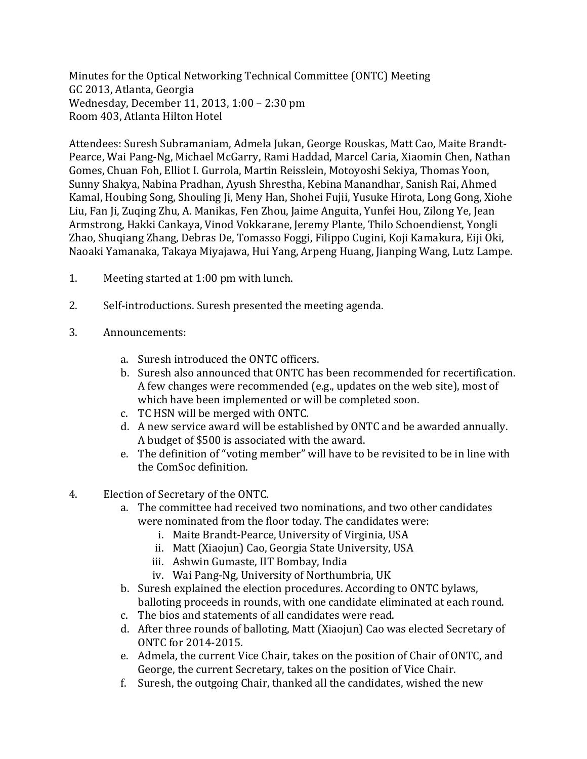Minutes for the Optical Networking Technical Committee (ONTC) Meeting
GC 2013, Atlanta, Georgia
Wednesday, December 11, 2013, 1:00 – 2:30 pm
Room 403, Atlanta Hilton Hotel

Attendees: Suresh Subramaniam, Admela Jukan, George Rouskas, Matt Cao, Maite Brandt-Pearce, Wai Pang-Ng, Michael McGarry, Rami Haddad, Marcel Caria, Xiaomin Chen, Nathan Gomes, Chuan Foh, Elliot I. Gurrola, Martin Reisslein, Motoyoshi Sekiya, Thomas Yoon, Sunny Shakya, Nabina Pradhan, Ayush Shrestha, Kebina Manandhar, Sanish Rai, Ahmed Kamal, Houbing Song, Shouling Ji, Meny Han, Shohei Fujii, Yusuke Hirota, Long Gong, Xiohe Liu, Fan Ji, Zuqing Zhu, A. Manikas, Fen Zhou, Jaime Anguita, Yunfei Hou, Zilong Ye, Jean Armstrong, Hakki Cankaya, Vinod Vokkarane, Jeremy Plante, Thilo Schoendienst, Yongli Zhao, Shuqiang Zhang, Debras De, Tomasso Foggi, Filippo Cugini, Koji Kamakura, Eiji Oki, Naoaki Yamanaka, Takaya Miyajawa, Hui Yang, Arpeng Huang, Jianping Wang, Lutz Lampe.

1. Meeting started at 1:00 pm with lunch.

2. Self-introductions. Suresh presented the meeting agenda.

3. Announcements:

   a. Suresh introduced the ONTC officers.
   b. Suresh also announced that ONTC has been recommended for recertification. A few changes were recommended (e.g., updates on the web site), most of which have been implemented or will be completed soon.
   c. TC HSN will be merged with ONTC.
   d. A new service award will be established by ONTC and be awarded annually. A budget of $500 is associated with the award.
   e. The definition of "voting member" will have to be revisited to be in line with the ComSoc definition.

4. Election of Secretary of the ONTC.
   a. The committee had received two nominations, and two other candidates were nominated from the floor today. The candidates were:
      i. Maite Brandt-Pearce, University of Virginia, USA
      ii. Matt (Xiaojun) Cao, Georgia State University, USA
      iii. Ashwin Gumaste, IIT Bombay, India
      iv. Wai Pang-Ng, University of Northumbria, UK
   b. Suresh explained the election procedures. According to ONTC bylaws, balloting proceeds in rounds, with one candidate eliminated at each round.
   c. The bios and statements of all candidates were read.
   d. After three rounds of balloting, Matt (Xiaojun) Cao was elected Secretary of ONTC for 2014-2015.
   e. Admela, the current Vice Chair, takes on the position of Chair of ONTC, and George, the current Secretary, takes on the position of Vice Chair.
   f. Suresh, the outgoing Chair, thanked all the candidates, wished the new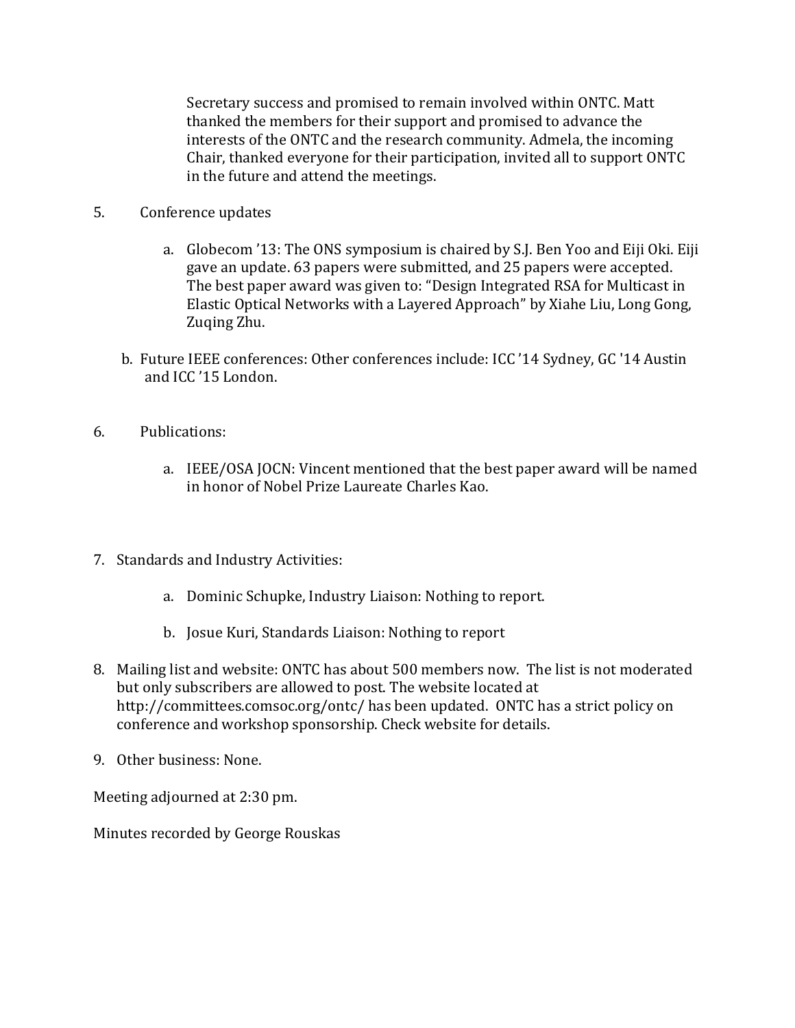Secretary success and promised to remain involved within ONTC. Matt thanked the members for their support and promised to advance the interests of the ONTC and the research community. Admela, the incoming Chair, thanked everyone for their participation, invited all to support ONTC in the future and attend the meetings.

5. Conference updates

   a. Globecom '13: The ONS symposium is chaired by S.J. Ben Yoo and Eiji Oki. Eiji gave an update. 63 papers were submitted, and 25 papers were accepted. The best paper award was given to: "Design Integrated RSA for Multicast in Elastic Optical Networks with a Layered Approach" by Xiahe Liu, Long Gong, Zuqing Zhu.

   b. Future IEEE conferences: Other conferences include: ICC '14 Sydney, GC '14 Austin and ICC '15 London.

6. Publications:

   a. IEEE/OSA JOCN: Vincent mentioned that the best paper award will be named in honor of Nobel Prize Laureate Charles Kao.

7. Standards and Industry Activities:

   a. Dominic Schupke, Industry Liaison: Nothing to report.

   b. Josue Kuri, Standards Liaison: Nothing to report

8. Mailing list and website: ONTC has about 500 members now. The list is not moderated but only subscribers are allowed to post. The website located at http://committees.comsoc.org/ontc/ has been updated. ONTC has a strict policy on conference and workshop sponsorship. Check website for details.

9. Other business: None.

Meeting adjourned at 2:30 pm.

Minutes recorded by George Rouskas